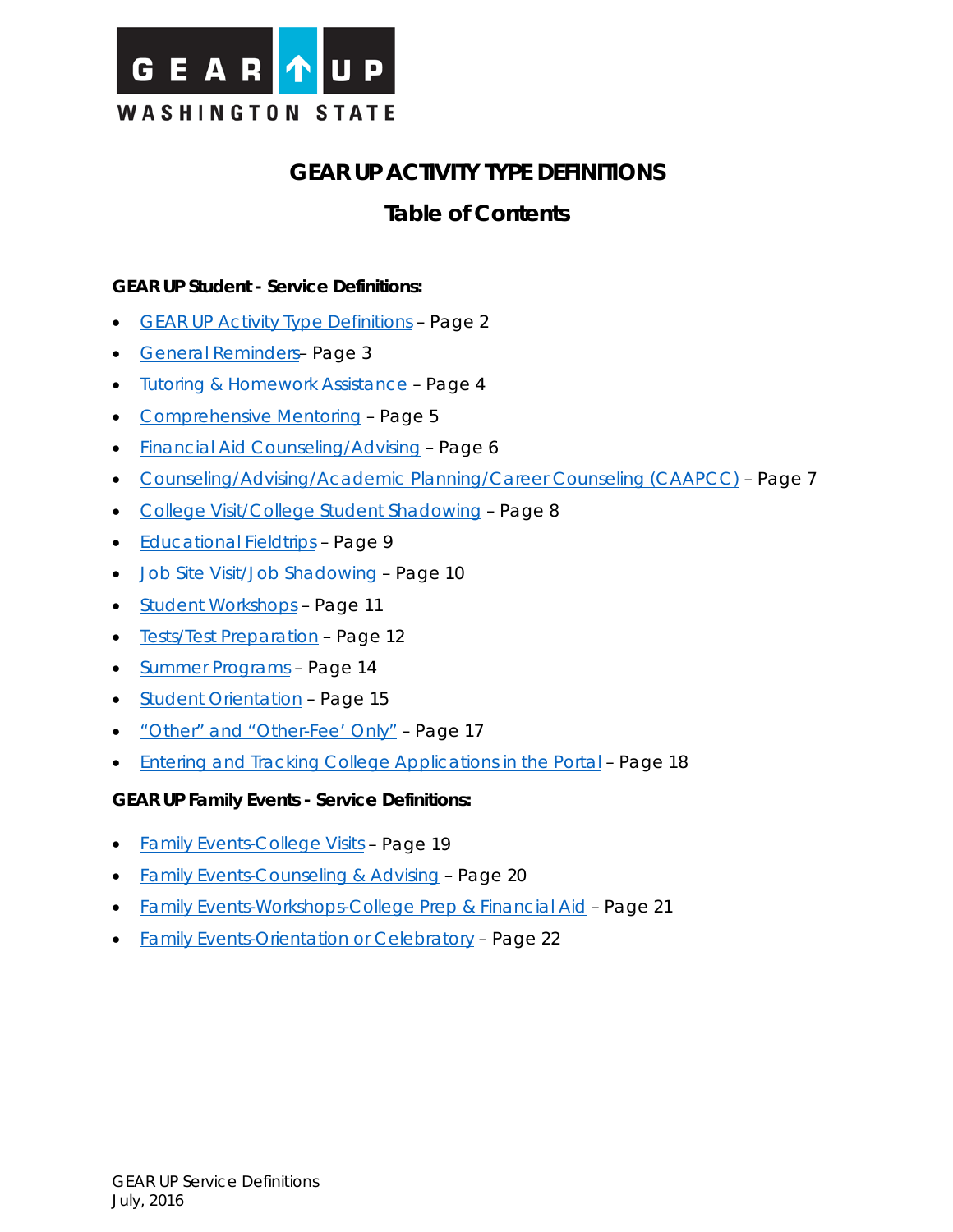GEAR UP WASHINGTON STATE

# GEAR UP ACTIVITY TYPE DEFINITIONS

## Table of Contents

**GEAR UP Student - Service Definitions:**

- GEAR UP Activity Type Definitions – Page 2
- General Reminders– Page 3
- Tutoring & Homework Assistance – Page 4
- Comprehensive Mentoring – Page 5
- Financial Aid Counseling/Advising – Page 6
- Counseling/Advising/Academic Planning/Career Counseling (CAAPCC) – Page 7
- College Visit/College Student Shadowing – Page 8
- Educational Fieldtrips – Page 9
- Job Site Visit/Job Shadowing – Page 10
- Student Workshops – Page 11
- Tests/Test Preparation – Page 12
- Summer Programs – Page 14
- Student Orientation – Page 15
- "Other" and "Other-Fee' Only" – Page 17
- Entering and Tracking College Applications in the Portal – Page 18

**GEAR UP Family Events - Service Definitions:**

- Family Events-College Visits – Page 19
- Family Events-Counseling & Advising – Page 20
- Family Events-Workshops-College Prep & Financial Aid – Page 21
- Family Events-Orientation or Celebratory – Page 22

GEAR UP Service Definitions
July, 2016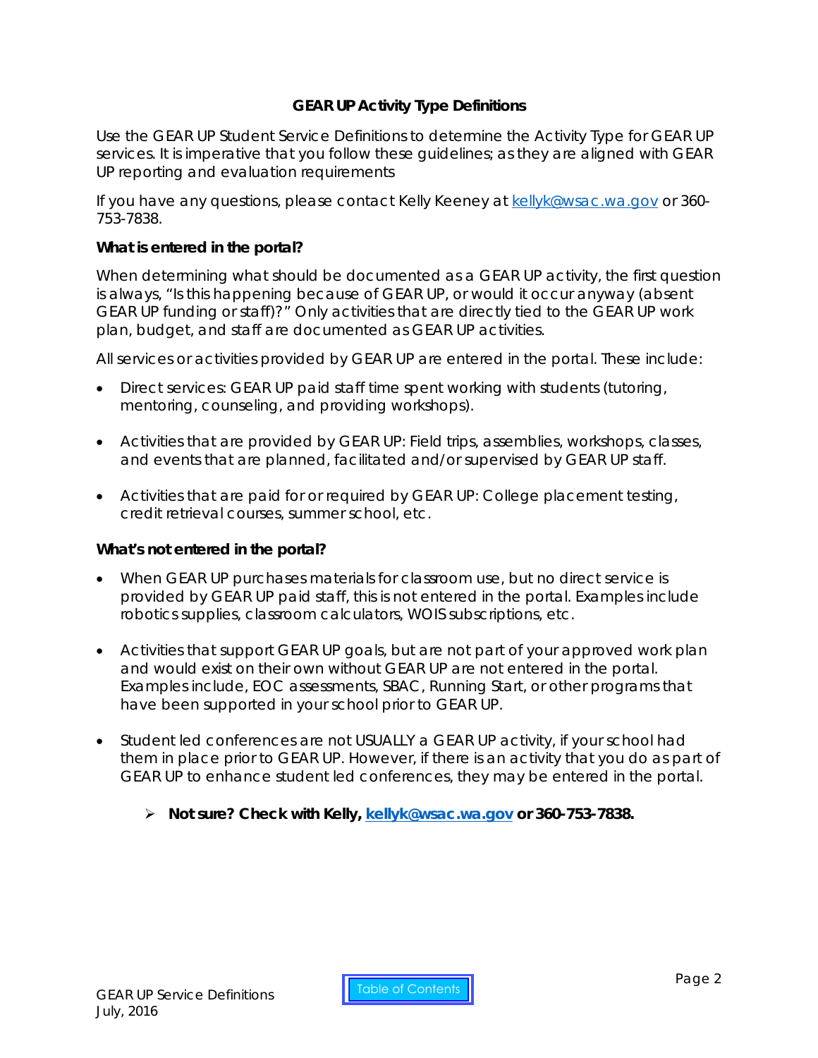## GEAR UP Activity Type Definitions

Use the GEAR UP Student Service Definitions to determine the Activity Type for GEAR UP services. It is imperative that you follow these guidelines; as they are aligned with GEAR UP reporting and evaluation requirements

If you have any questions, please contact Kelly Keeney at kellyk@wsac.wa.gov or 360-753-7838.

**What is entered in the portal?**

When determining what should be documented as a GEAR UP activity, the first question is always, "Is this happening because of GEAR UP, or would it occur anyway (absent GEAR UP funding or staff)?" Only activities that are directly tied to the GEAR UP work plan, budget, and staff are documented as GEAR UP activities.

All services or activities provided by GEAR UP are entered in the portal. These include:

- Direct services: GEAR UP paid staff time spent working with students (tutoring, mentoring, counseling, and providing workshops).
- Activities that are provided by GEAR UP: Field trips, assemblies, workshops, classes, and events that are planned, facilitated and/or supervised by GEAR UP staff.
- Activities that are paid for or required by GEAR UP: College placement testing, credit retrieval courses, summer school, etc.

**What's not entered in the portal?**

- When GEAR UP purchases materials for classroom use, but no direct service is provided by GEAR UP paid staff, this is not entered in the portal. Examples include robotics supplies, classroom calculators, WOIS subscriptions, etc.
- Activities that support GEAR UP goals, but are not part of your approved work plan and would exist on their own without GEAR UP are not entered in the portal. Examples include, EOC assessments, SBAC, Running Start, or other programs that have been supported in your school prior to GEAR UP.
- Student led conferences are not USUALLY a GEAR UP activity, if your school had them in place prior to GEAR UP. However, if there is an activity that you do as part of GEAR UP to enhance student led conferences, they may be entered in the portal.
  - **Not sure? Check with Kelly, kellyk@wsac.wa.gov or 360-753-7838.**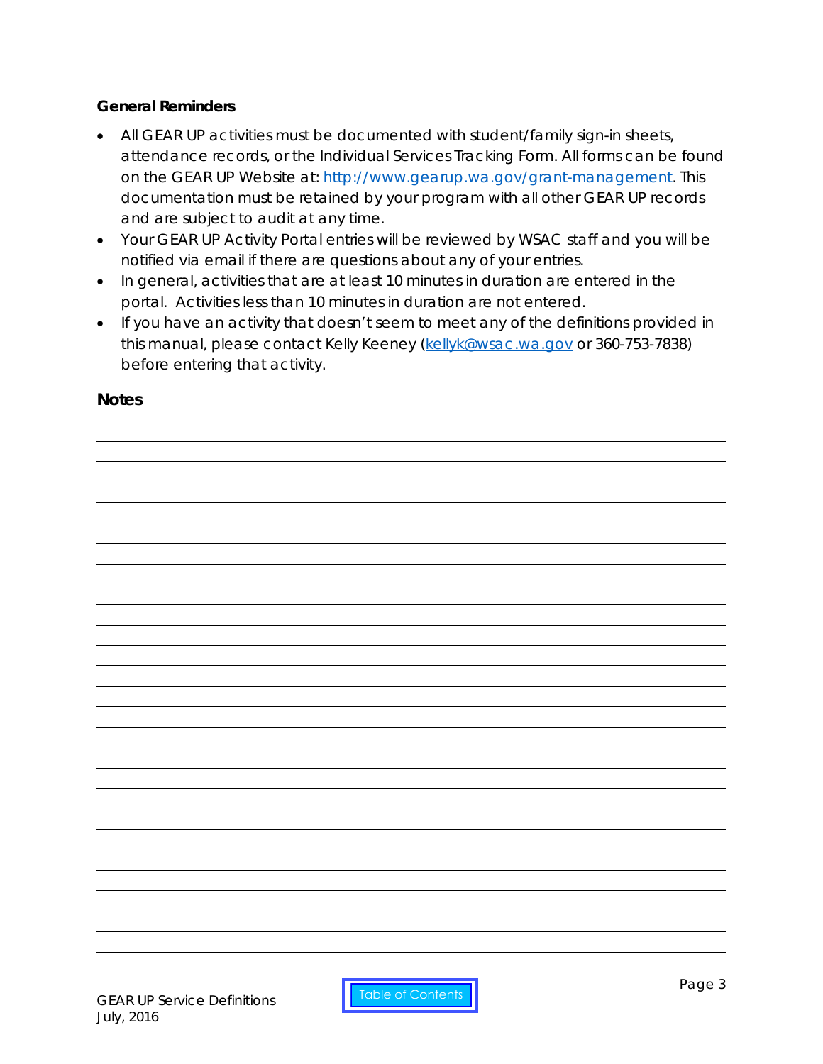**General Reminders**

- All GEAR UP activities must be documented with student/family sign-in sheets, attendance records, or the Individual Services Tracking Form. All forms can be found on the GEAR UP Website at: http://www.gearup.wa.gov/grant-management. This documentation must be retained by your program with all other GEAR UP records and are subject to audit at any time.
- Your GEAR UP Activity Portal entries will be reviewed by WSAC staff and you will be notified via email if there are questions about any of your entries.
- In general, activities that are at least 10 minutes in duration are entered in the portal. Activities less than 10 minutes in duration are not entered.
- If you have an activity that doesn't seem to meet any of the definitions provided in this manual, please contact Kelly Keeney (kellyk@wsac.wa.gov or 360-753-7838) before entering that activity.

**Notes**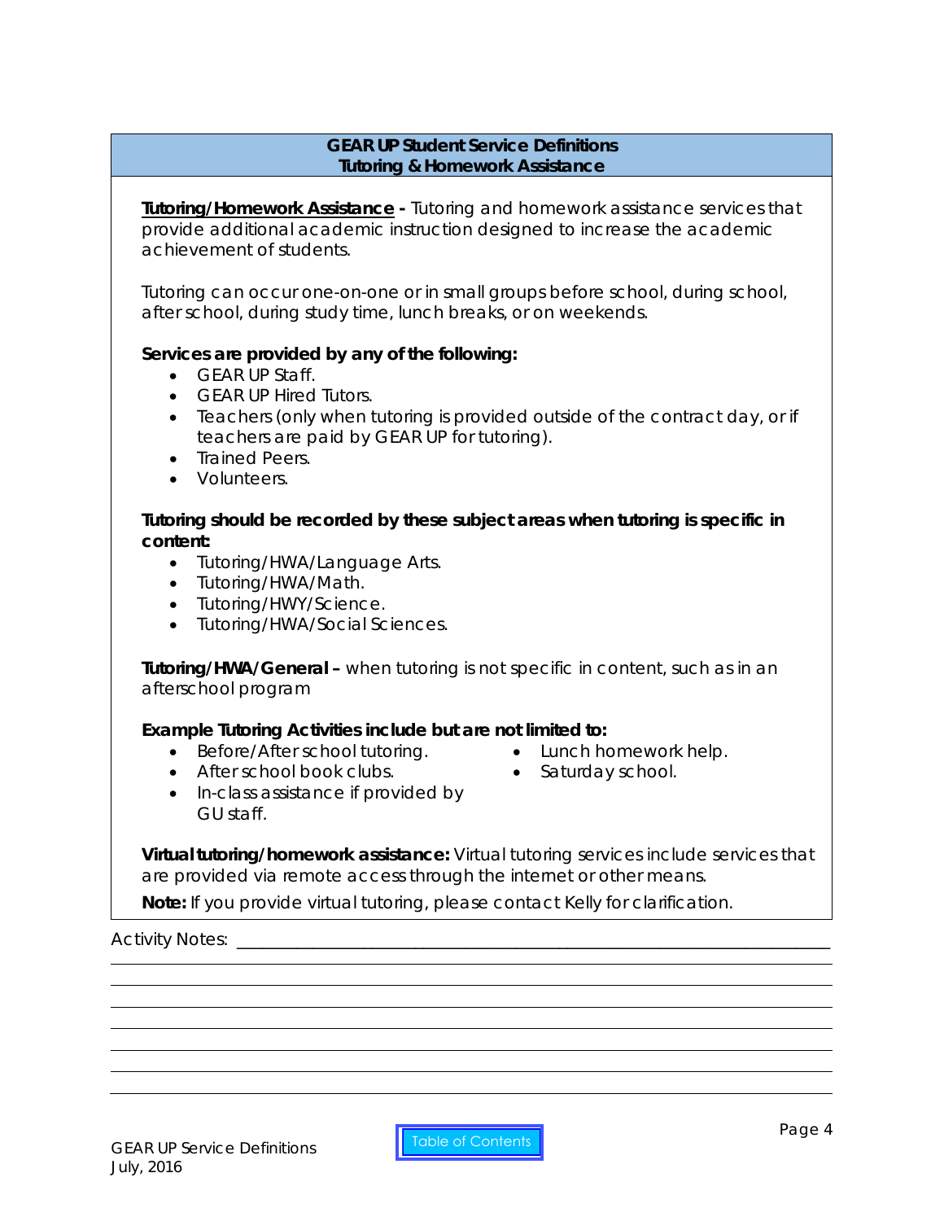## GEAR UP Student Service Definitions
## Tutoring & Homework Assistance

**Tutoring/Homework Assistance -** Tutoring and homework assistance services that provide additional academic instruction designed to increase the academic achievement of students.

Tutoring can occur one-on-one or in small groups before school, during school, after school, during study time, lunch breaks, or on weekends.

**Services are provided by any of the following:**

- GEAR UP Staff.
- GEAR UP Hired Tutors.
- Teachers (only when tutoring is provided outside of the contract day, or if teachers are paid by GEAR UP for tutoring).
- Trained Peers.
- Volunteers.

**Tutoring should be recorded by these subject areas when tutoring is specific in content:**

- Tutoring/HWA/Language Arts.
- Tutoring/HWA/Math.
- Tutoring/HWY/Science.
- Tutoring/HWA/Social Sciences.

**Tutoring/HWA/General –** when tutoring is not specific in content, such as in an afterschool program

**Example Tutoring Activities include but are not limited to:**

- Before/After school tutoring.
- After school book clubs.
- In-class assistance if provided by GU staff.
- Lunch homework help.
- Saturday school.

**Virtual tutoring/homework assistance:** Virtual tutoring services include services that are provided via remote access through the internet or other means.

**Note:** If you provide virtual tutoring, please contact Kelly for clarification.

Activity Notes: ______________________________________________

GEAR UP Service Definitions
July, 2016

Table of Contents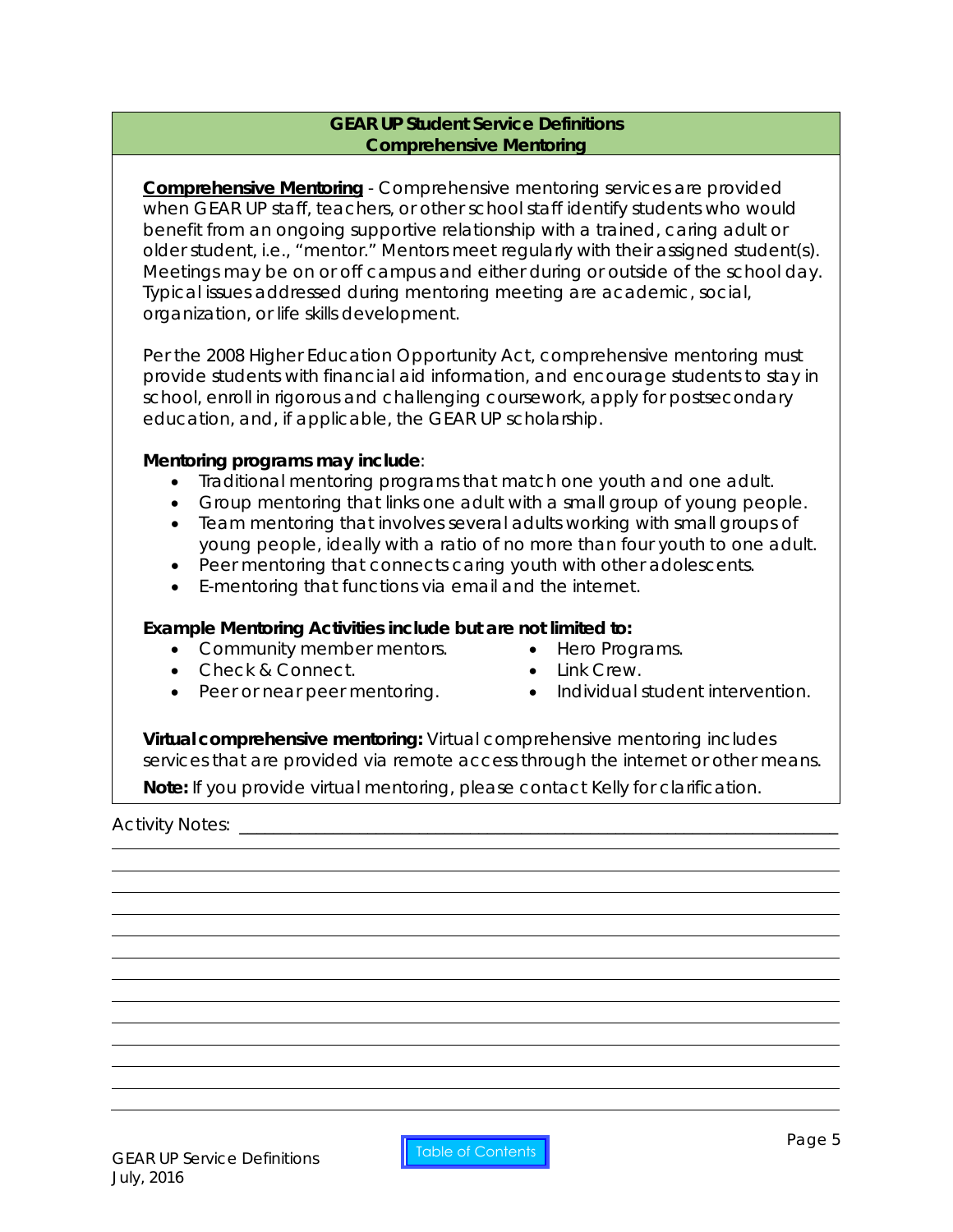## GEAR UP Student Service Definitions
## Comprehensive Mentoring

**Comprehensive Mentoring** - Comprehensive mentoring services are provided when GEAR UP staff, teachers, or other school staff identify students who would benefit from an ongoing supportive relationship with a trained, caring adult or older student, i.e., "mentor." Mentors meet regularly with their assigned student(s). Meetings may be on or off campus and either during or outside of the school day. Typical issues addressed during mentoring meeting are academic, social, organization, or life skills development.

Per the 2008 Higher Education Opportunity Act, comprehensive mentoring must provide students with financial aid information, and encourage students to stay in school, enroll in rigorous and challenging coursework, apply for postsecondary education, and, if applicable, the GEAR UP scholarship.

**Mentoring programs may include**:

- Traditional mentoring programs that match one youth and one adult.
- Group mentoring that links one adult with a small group of young people.
- Team mentoring that involves several adults working with small groups of young people, ideally with a ratio of no more than four youth to one adult.
- Peer mentoring that connects caring youth with other adolescents.
- E-mentoring that functions via email and the internet.

**Example Mentoring Activities include but are not limited to:**

- Community member mentors.
- Check & Connect.
- Peer or near peer mentoring.
- Hero Programs.
- Link Crew.
- Individual student intervention.

**Virtual comprehensive mentoring:** Virtual comprehensive mentoring includes services that are provided via remote access through the internet or other means.

**Note:** If you provide virtual mentoring, please contact Kelly for clarification.

Activity Notes: ______________________________________________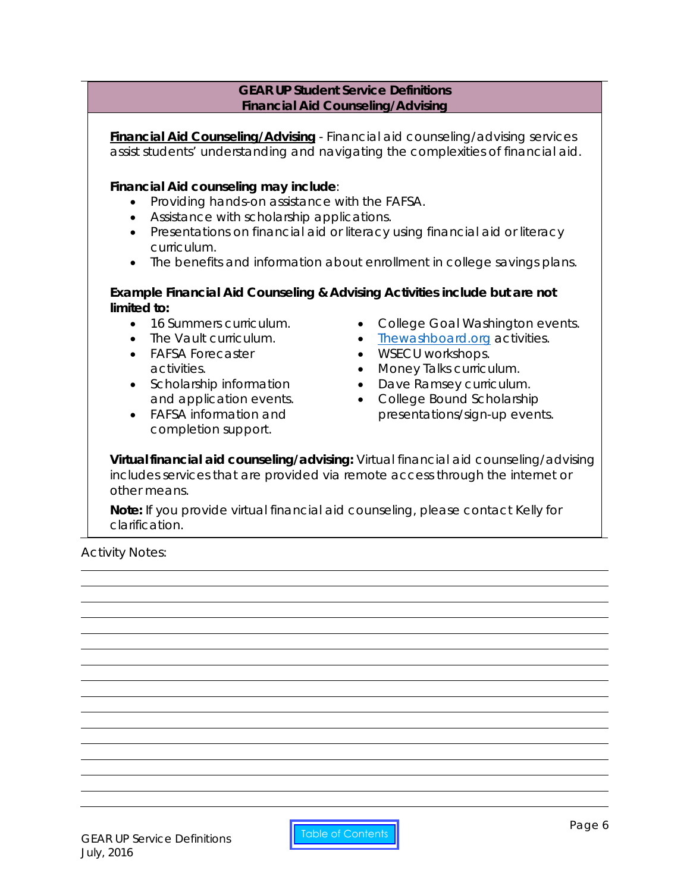**GEAR UP Student Service Definitions**
**Financial Aid Counseling/Advising**

**Financial Aid Counseling/Advising** - Financial aid counseling/advising services assist students' understanding and navigating the complexities of financial aid.

**Financial Aid counseling may include**:

- Providing hands-on assistance with the FAFSA.
- Assistance with scholarship applications.
- Presentations on financial aid or literacy using financial aid or literacy curriculum.
- The benefits and information about enrollment in college savings plans.

**Example Financial Aid Counseling & Advising Activities include but are not limited to:**

- 16 Summers curriculum.
- The Vault curriculum.
- FAFSA Forecaster activities.
- Scholarship information and application events.
- FAFSA information and completion support.
- College Goal Washington events.
- Thewashboard.org activities.
- WSECU workshops.
- Money Talks curriculum.
- Dave Ramsey curriculum.
- College Bound Scholarship presentations/sign-up events.

**Virtual financial aid counseling/advising:** Virtual financial aid counseling/advising includes services that are provided via remote access through the internet or other means.

**Note:** If you provide virtual financial aid counseling, please contact Kelly for clarification.

Activity Notes: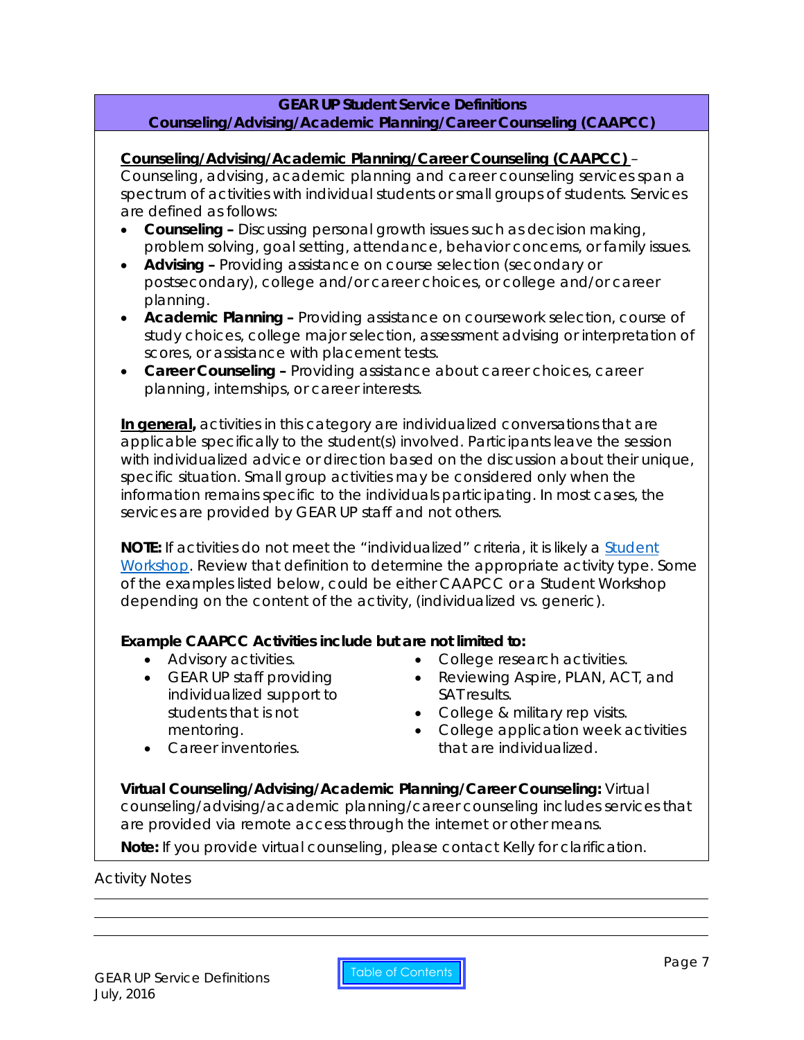## GEAR UP Student Service Definitions
## Counseling/Advising/Academic Planning/Career Counseling (CAAPCC)

**Counseling/Advising/Academic Planning/Career Counseling (CAAPCC)** – Counseling, advising, academic planning and career counseling services span a spectrum of activities with individual students or small groups of students. Services are defined as follows:

- **Counseling –** Discussing personal growth issues such as decision making, problem solving, goal setting, attendance, behavior concerns, or family issues.
- **Advising –** Providing assistance on course selection (secondary or postsecondary), college and/or career choices, or college and/or career planning.
- **Academic Planning –** Providing assistance on coursework selection, course of study choices, college major selection, assessment advising or interpretation of scores, or assistance with placement tests.
- **Career Counseling –** Providing assistance about career choices, career planning, internships, or career interests.

**In general,** activities in this category are individualized conversations that are applicable specifically to the student(s) involved. Participants leave the session with individualized advice or direction based on the discussion about their unique, specific situation. Small group activities may be considered only when the information remains specific to the individuals participating. In most cases, the services are provided by GEAR UP staff and not others.

**NOTE:** If activities do not meet the "individualized" criteria, it is likely a Student Workshop. Review that definition to determine the appropriate activity type. Some of the examples listed below, could be either CAAPCC or a Student Workshop depending on the content of the activity, (individualized vs. generic).

**Example CAAPCC Activities include but are not limited to:**

- Advisory activities.
- GEAR UP staff providing individualized support to students that is not mentoring.
- Career inventories.
- College research activities.
- Reviewing Aspire, PLAN, ACT, and SAT results.
- College & military rep visits.
- College application week activities that are individualized.

**Virtual Counseling/Advising/Academic Planning/Career Counseling:** Virtual counseling/advising/academic planning/career counseling includes services that are provided via remote access through the internet or other means.

**Note:** If you provide virtual counseling, please contact Kelly for clarification.

Activity Notes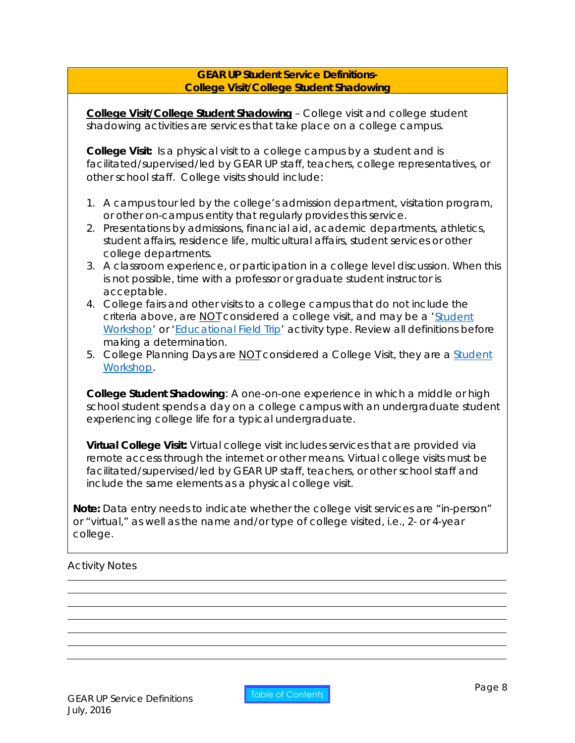## GEAR UP Student Service Definitions- College Visit/College Student Shadowing

**College Visit/College Student Shadowing** – College visit and college student shadowing activities are services that take place on a college campus.

**College Visit:** Is a physical visit to a college campus by a student and is facilitated/supervised/led by GEAR UP staff, teachers, college representatives, or other school staff. College visits should include:

1. A campus tour led by the college's admission department, visitation program, or other on-campus entity that regularly provides this service.
2. Presentations by admissions, financial aid, academic departments, athletics, student affairs, residence life, multicultural affairs, student services or other college departments.
3. A classroom experience, or participation in a college level discussion. When this is not possible, time with a professor or graduate student instructor is acceptable.
4. College fairs and other visits to a college campus that do not include the criteria above, are NOT considered a college visit, and may be a 'Student Workshop' or 'Educational Field Trip' activity type. Review all definitions before making a determination.
5. College Planning Days are NOT considered a College Visit, they are a Student Workshop.

**College Student Shadowing**: A one-on-one experience in which a middle or high school student spends a day on a college campus with an undergraduate student experiencing college life for a typical undergraduate.

**Virtual College Visit:** Virtual college visit includes services that are provided via remote access through the internet or other means. Virtual college visits must be facilitated/supervised/led by GEAR UP staff, teachers, or other school staff and include the same elements as a physical college visit.

**Note:** Data entry needs to indicate whether the college visit services are "in-person" or "virtual," as well as the name and/or type of college visited, i.e., 2- or 4-year college.

Activity Notes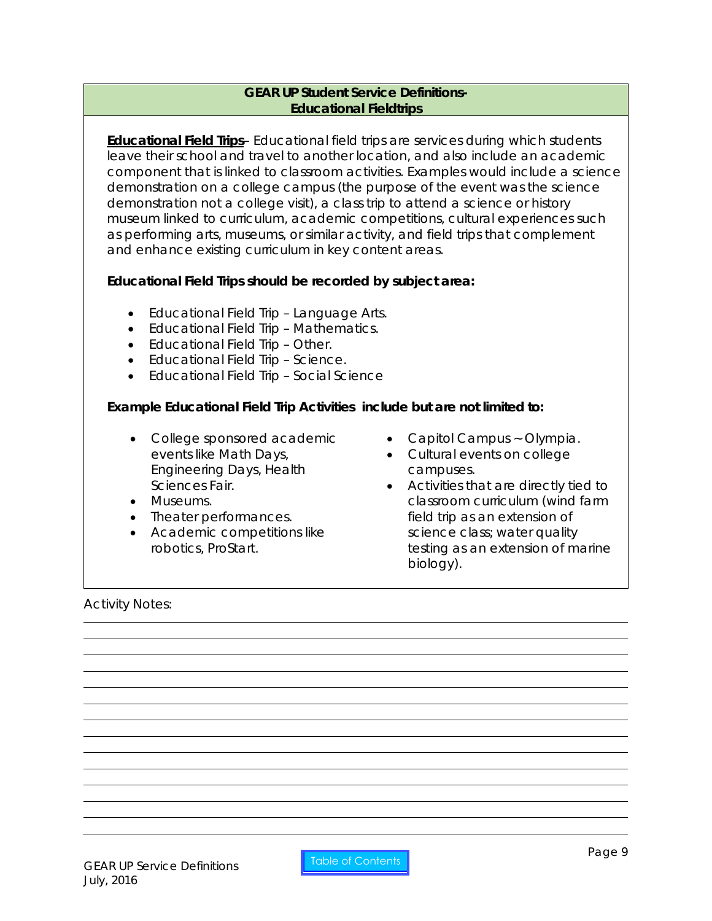## GEAR UP Student Service Definitions- Educational Fieldtrips

**Educational Field Trips**– Educational field trips are services during which students leave their school and travel to another location, and also include an academic component that is linked to classroom activities. Examples would include a science demonstration on a college campus (the purpose of the event was the science demonstration not a college visit), a class trip to attend a science or history museum linked to curriculum, academic competitions, cultural experiences such as performing arts, museums, or similar activity, and field trips that complement and enhance existing curriculum in key content areas.

**Educational Field Trips should be recorded by subject area:**

- Educational Field Trip – Language Arts.
- Educational Field Trip – Mathematics.
- Educational Field Trip – Other.
- Educational Field Trip – Science.
- Educational Field Trip – Social Science

**Example Educational Field Trip Activities include but are not limited to:**

- College sponsored academic events like Math Days, Engineering Days, Health Sciences Fair.
- Museums.
- Theater performances.
- Academic competitions like robotics, ProStart.
- Capitol Campus ~ Olympia.
- Cultural events on college campuses.
- Activities that are directly tied to classroom curriculum (wind farm field trip as an extension of science class; water quality testing as an extension of marine biology).

Activity Notes:

GEAR UP Service Definitions
July, 2016

Table of Contents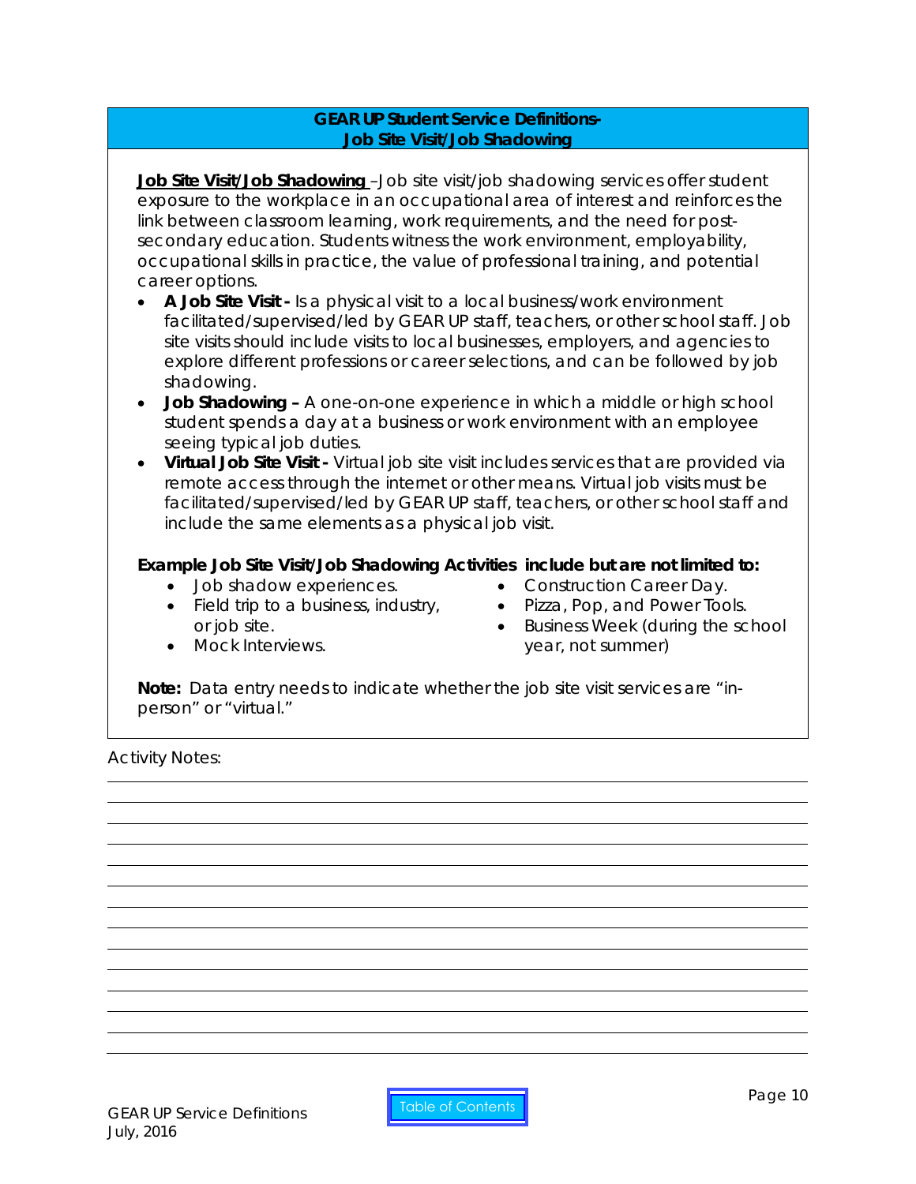## GEAR UP Student Service Definitions-
## Job Site Visit/Job Shadowing

**Job Site Visit/Job Shadowing** –Job site visit/job shadowing services offer student exposure to the workplace in an occupational area of interest and reinforces the link between classroom learning, work requirements, and the need for post-secondary education. Students witness the work environment, employability, occupational skills in practice, the value of professional training, and potential career options.

- **A Job Site Visit -** Is a physical visit to a local business/work environment facilitated/supervised/led by GEAR UP staff, teachers, or other school staff. Job site visits should include visits to local businesses, employers, and agencies to explore different professions or career selections, and can be followed by job shadowing.
- **Job Shadowing –** A one-on-one experience in which a middle or high school student spends a day at a business or work environment with an employee seeing typical job duties.
- **Virtual Job Site Visit -** Virtual job site visit includes services that are provided via remote access through the internet or other means. Virtual job visits must be facilitated/supervised/led by GEAR UP staff, teachers, or other school staff and include the same elements as a physical job visit.

**Example Job Site Visit/Job Shadowing Activities include but are not limited to:**

- Job shadow experiences.
- Field trip to a business, industry, or job site.
- Mock Interviews.
- Construction Career Day.
- Pizza, Pop, and Power Tools.
- Business Week (during the school year, not summer)

**Note:** Data entry needs to indicate whether the job site visit services are "in-person" or "virtual."

Activity Notes:

GEAR UP Service Definitions
July, 2016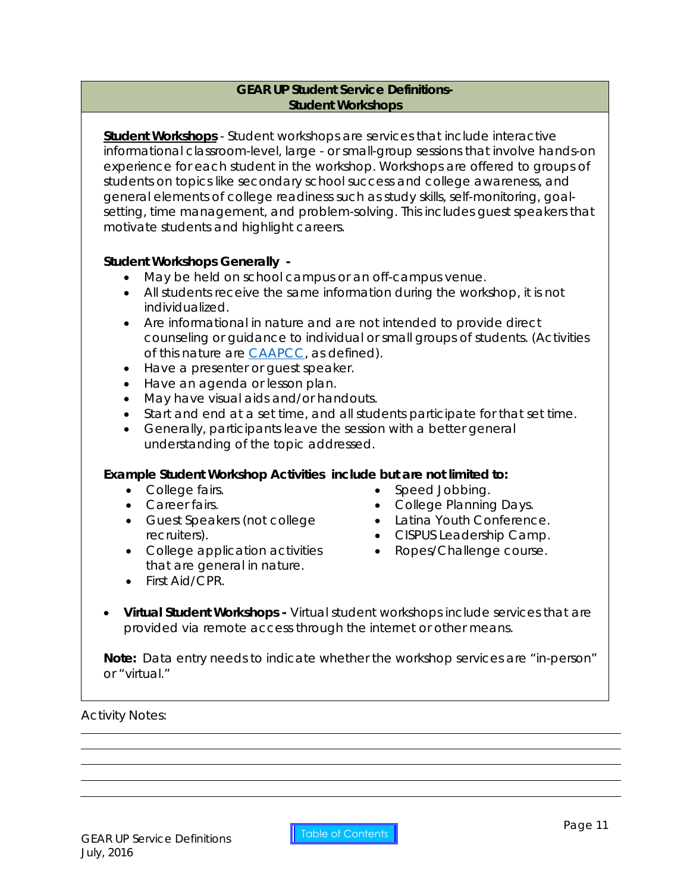## GEAR UP Student Service Definitions- Student Workshops

**<u>Student Workshops</u>** - Student workshops are services that include interactive informational classroom-level, large - or small-group sessions that involve hands-on experience for each student in the workshop. Workshops are offered to groups of students on topics like secondary school success and college awareness, and general elements of college readiness such as study skills, self-monitoring, goal-setting, time management, and problem-solving. This includes guest speakers that motivate students and highlight careers.

**Student Workshops Generally -**

- May be held on school campus or an off-campus venue.
- All students receive the same information during the workshop, it is not individualized.
- Are informational in nature and are not intended to provide direct counseling or guidance to individual or small groups of students. (Activities of this nature are CAAPCC, as defined).
- Have a presenter or guest speaker.
- Have an agenda or lesson plan.
- May have visual aids and/or handouts.
- Start and end at a set time, and all students participate for that set time.
- Generally, participants leave the session with a better general understanding of the topic addressed.

**Example Student Workshop Activities include but are not limited to:**

- College fairs.
- Career fairs.
- Guest Speakers (not college recruiters).
- College application activities that are general in nature.
- First Aid/CPR.
- Speed Jobbing.
- College Planning Days.
- Latina Youth Conference.
- CISPUS Leadership Camp.
- Ropes/Challenge course.

- **Virtual Student Workshops -** Virtual student workshops include services that are provided via remote access through the internet or other means.

**Note:** Data entry needs to indicate whether the workshop services are "in-person" or "virtual."

Activity Notes: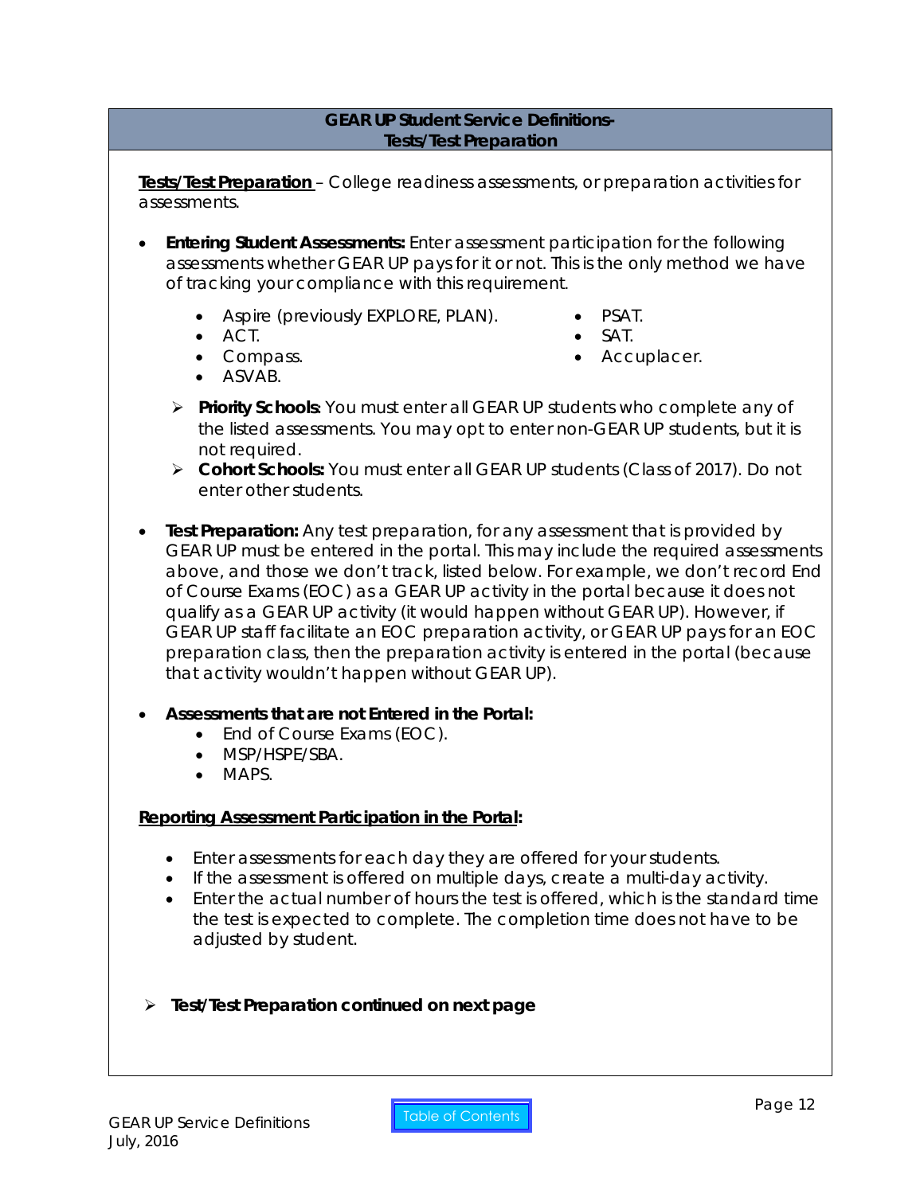## GEAR UP Student Service Definitions- Tests/Test Preparation

**Tests/Test Preparation** – College readiness assessments, or preparation activities for assessments.

- **Entering Student Assessments:** Enter assessment participation for the following assessments whether GEAR UP pays for it or not. This is the only method we have of tracking your compliance with this requirement.
  - Aspire (previously EXPLORE, PLAN).
  - ACT.
  - Compass.
  - ASVAB.
  - PSAT.
  - SAT.
  - Accuplacer.
  - **Priority Schools**: You must enter all GEAR UP students who complete any of the listed assessments. You may opt to enter non-GEAR UP students, but it is not required.
  - **Cohort Schools:** You must enter all GEAR UP students (Class of 2017). Do not enter other students.

- **Test Preparation:** Any test preparation, for any assessment that is provided by GEAR UP must be entered in the portal. This may include the required assessments above, and those we don't track, listed below. For example, we don't record End of Course Exams (EOC) as a GEAR UP activity in the portal because it does not qualify as a GEAR UP activity (it would happen without GEAR UP). However, if GEAR UP staff facilitate an EOC preparation activity, or GEAR UP pays for an EOC preparation class, then the preparation activity is entered in the portal (because that activity wouldn't happen without GEAR UP).

- **Assessments that are not Entered in the Portal:**
  - End of Course Exams (EOC).
  - MSP/HSPE/SBA.
  - MAPS.

**Reporting Assessment Participation in the Portal:**

- Enter assessments for each day they are offered for your students.
- If the assessment is offered on multiple days, create a multi-day activity.
- Enter the actual number of hours the test is offered, which is the standard time the test is expected to complete. The completion time does not have to be adjusted by student.

- **Test/Test Preparation continued on next page**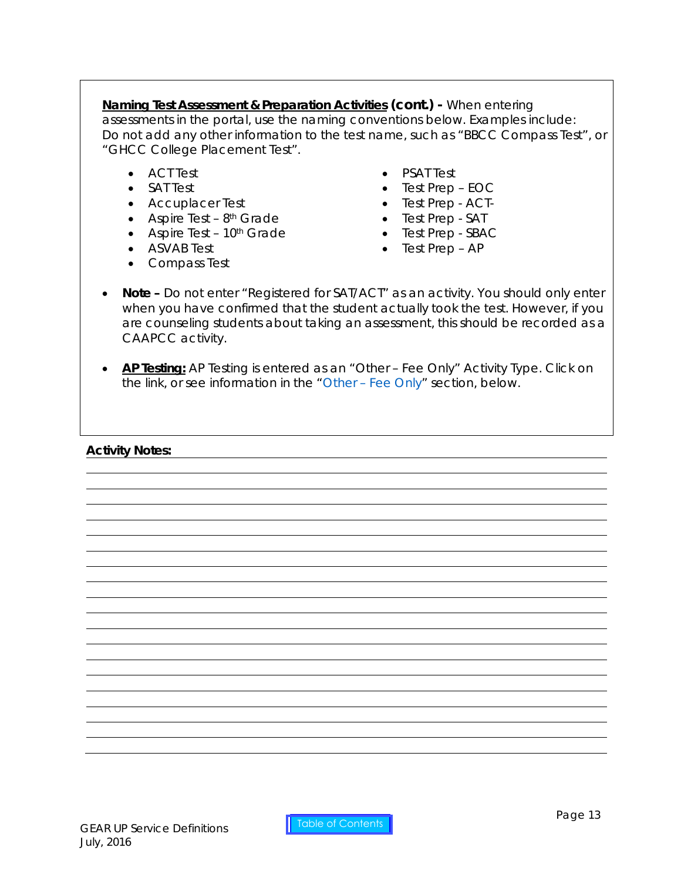**Naming Test Assessment & Preparation Activities (cont.) -** When entering assessments in the portal, use the naming conventions below. Examples include: Do not add any other information to the test name, such as "BBCC Compass Test", or "GHCC College Placement Test".

- ACT Test
- SAT Test
- Accuplacer Test
- Aspire Test – 8th Grade
- Aspire Test – 10th Grade
- ASVAB Test
- Compass Test
- PSAT Test
- Test Prep – EOC
- Test Prep - ACT-
- Test Prep - SAT
- Test Prep - SBAC
- Test Prep – AP

- **Note –** Do not enter "Registered for SAT/ACT" as an activity. You should only enter when you have confirmed that the student actually took the test. However, if you are counseling students about taking an assessment, this should be recorded as a CAAPCC activity.

- **AP Testing:** AP Testing is entered as an "Other – Fee Only" Activity Type. Click on the link, or see information in the "Other – Fee Only" section, below.

**Activity Notes:**

GEAR UP Service Definitions
July, 2016

Table of Contents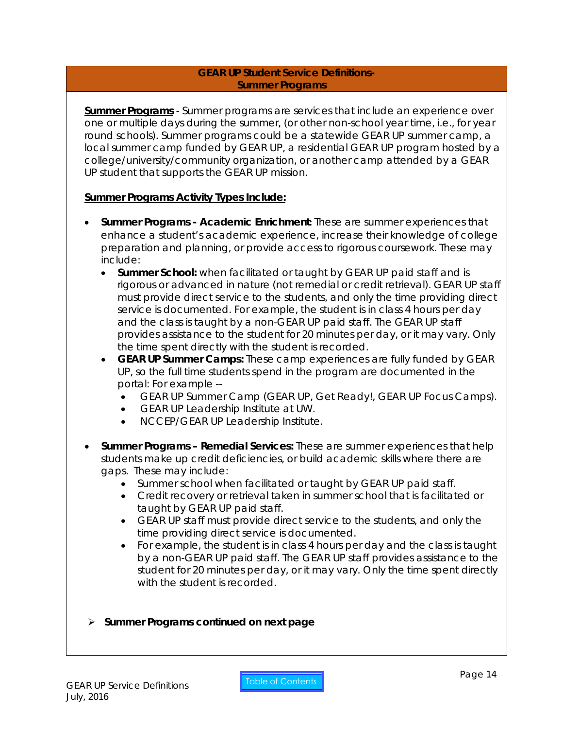## GEAR UP Student Service Definitions- Summer Programs

**Summer Programs** - Summer programs are services that include an experience over one or multiple days during the summer, (or other non-school year time, i.e., for year round schools). Summer programs could be a statewide GEAR UP summer camp, a local summer camp funded by GEAR UP, a residential GEAR UP program hosted by a college/university/community organization, or another camp attended by a GEAR UP student that supports the GEAR UP mission.

**Summer Programs Activity Types Include:**

- **Summer Programs - Academic Enrichment**: These are summer experiences that enhance a student's academic experience, increase their knowledge of college preparation and planning, or provide access to rigorous coursework. These may include:
  - **Summer School:** when facilitated or taught by GEAR UP paid staff and is rigorous or advanced in nature (not remedial or credit retrieval). GEAR UP staff must provide direct service to the students, and only the time providing direct service is documented. For example, the student is in class 4 hours per day and the class is taught by a non-GEAR UP paid staff. The GEAR UP staff provides assistance to the student for 20 minutes per day, or it may vary. Only the time spent directly with the student is recorded.
  - **GEAR UP Summer Camps:** These camp experiences are fully funded by GEAR UP, so the full time students spend in the program are documented in the portal: For example --
    - GEAR UP Summer Camp (GEAR UP, Get Ready!, GEAR UP Focus Camps).
    - GEAR UP Leadership Institute at UW.
    - NCCEP/GEAR UP Leadership Institute.

- **Summer Programs – Remedial Services:** These are summer experiences that help students make up credit deficiencies, or build academic skills where there are gaps. These may include:
  - Summer school when facilitated or taught by GEAR UP paid staff.
  - Credit recovery or retrieval taken in summer school that is facilitated or taught by GEAR UP paid staff.
  - GEAR UP staff must provide direct service to the students, and only the time providing direct service is documented.
  - For example, the student is in class 4 hours per day and the class is taught by a non-GEAR UP paid staff. The GEAR UP staff provides assistance to the student for 20 minutes per day, or it may vary. Only the time spent directly with the student is recorded.

➢ **Summer Programs continued on next page**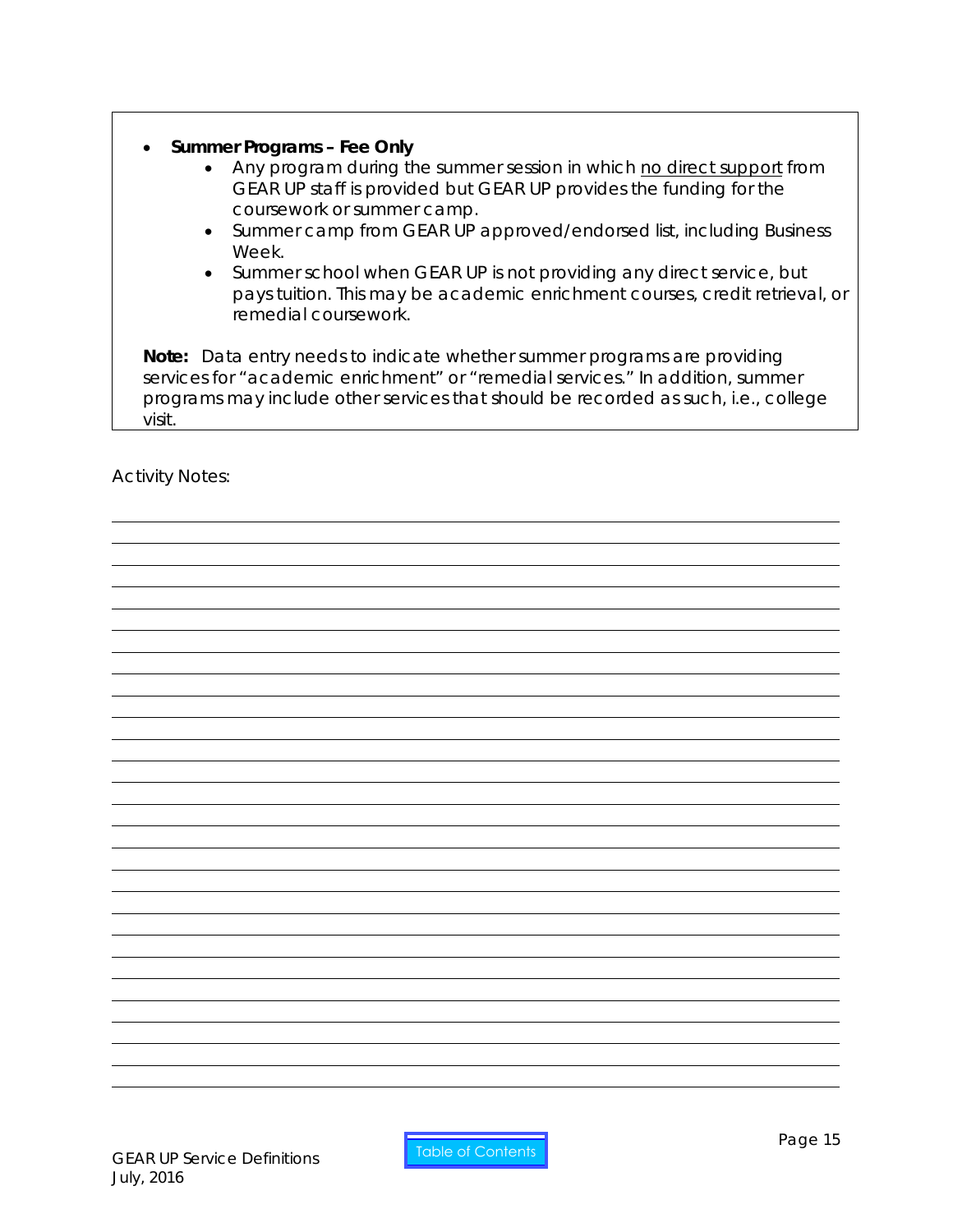- **Summer Programs – Fee Only**
    - Any program during the summer session in which <u>no direct support</u> from GEAR UP staff is provided but GEAR UP provides the funding for the coursework or summer camp.
    - Summer camp from GEAR UP approved/endorsed list, including Business Week.
    - Summer school when GEAR UP is not providing any direct service, but pays tuition. This may be academic enrichment courses, credit retrieval, or remedial coursework.

**Note:** Data entry needs to indicate whether summer programs are providing services for "academic enrichment" or "remedial services." In addition, summer programs may include other services that should be recorded as such, i.e., college visit.

Activity Notes: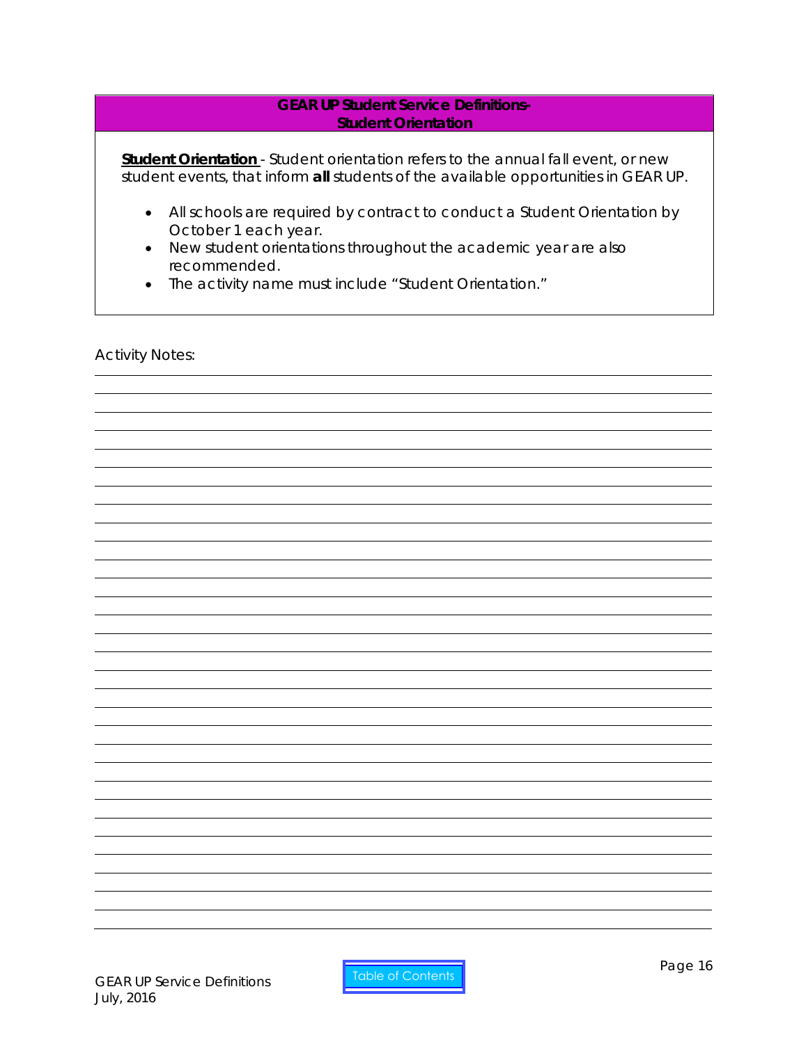## GEAR UP Student Service Definitions- Student Orientation

**Student Orientation** - Student orientation refers to the annual fall event, or new student events, that inform **all** students of the available opportunities in GEAR UP.

- All schools are required by contract to conduct a Student Orientation by October 1 each year.
- New student orientations throughout the academic year are also recommended.
- The activity name must include "Student Orientation."

Activity Notes: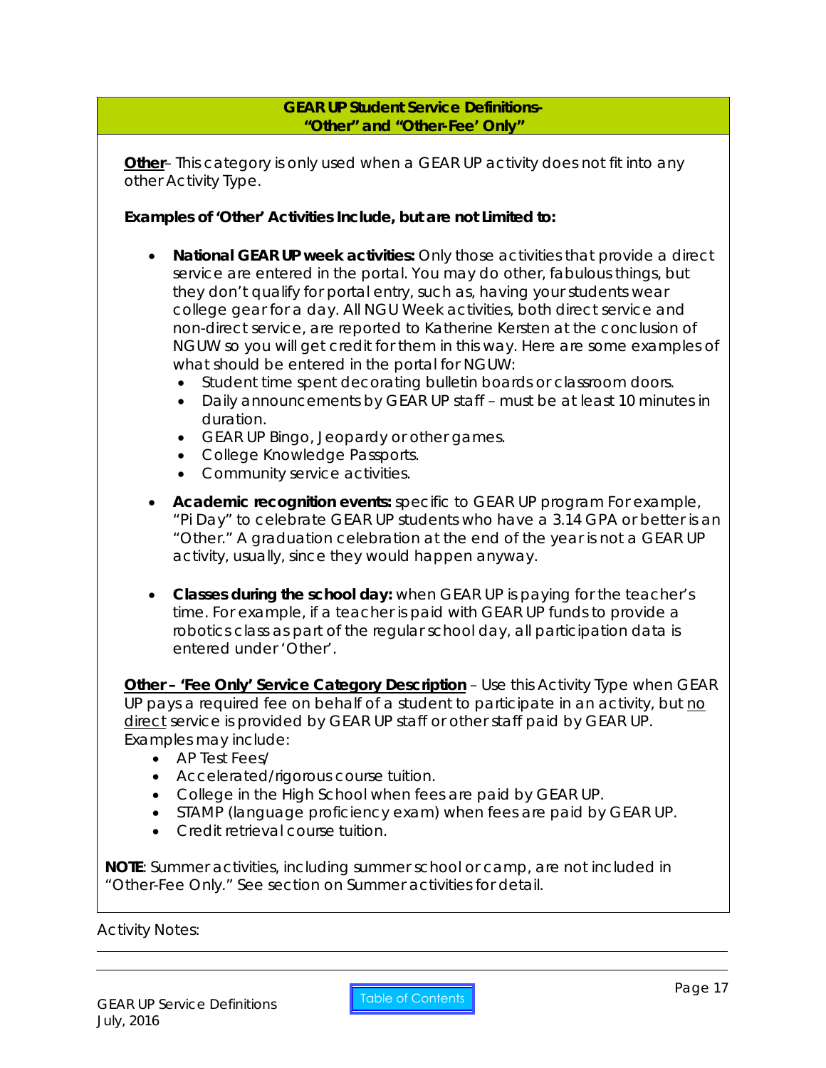## GEAR UP Student Service Definitions- "Other" and "Other-Fee' Only"

**<u>Other</u>**– This category is only used when a GEAR UP activity does not fit into any other Activity Type.

**Examples of 'Other' Activities Include, but are not Limited to:**

- **National GEAR UP week activities:** Only those activities that provide a direct service are entered in the portal. You may do other, fabulous things, but they don't qualify for portal entry, such as, having your students wear college gear for a day. All NGU Week activities, both direct service and non-direct service, are reported to Katherine Kersten at the conclusion of NGUW so you will get credit for them in this way. Here are some examples of what should be entered in the portal for NGUW:
  - Student time spent decorating bulletin boards or classroom doors.
  - Daily announcements by GEAR UP staff – must be at least 10 minutes in duration.
  - GEAR UP Bingo, Jeopardy or other games.
  - College Knowledge Passports.
  - Community service activities.
- **Academic recognition events:** specific to GEAR UP program For example, "Pi Day" to celebrate GEAR UP students who have a 3.14 GPA or better is an "Other." A graduation celebration at the end of the year is not a GEAR UP activity, usually, since they would happen anyway.
- **Classes during the school day:** when GEAR UP is paying for the teacher's time. For example, if a teacher is paid with GEAR UP funds to provide a robotics class as part of the regular school day, all participation data is entered under 'Other'.

**<u>Other – 'Fee Only' Service Category Description</u>** – Use this Activity Type when GEAR UP pays a required fee on behalf of a student to participate in an activity, but <u>no direct</u> service is provided by GEAR UP staff or other staff paid by GEAR UP. Examples may include:

- AP Test Fees/
- Accelerated/rigorous course tuition.
- College in the High School when fees are paid by GEAR UP.
- STAMP (language proficiency exam) when fees are paid by GEAR UP.
- Credit retrieval course tuition.

**NOTE**: Summer activities, including summer school or camp, are not included in "Other-Fee Only." See section on Summer activities for detail.

Activity Notes: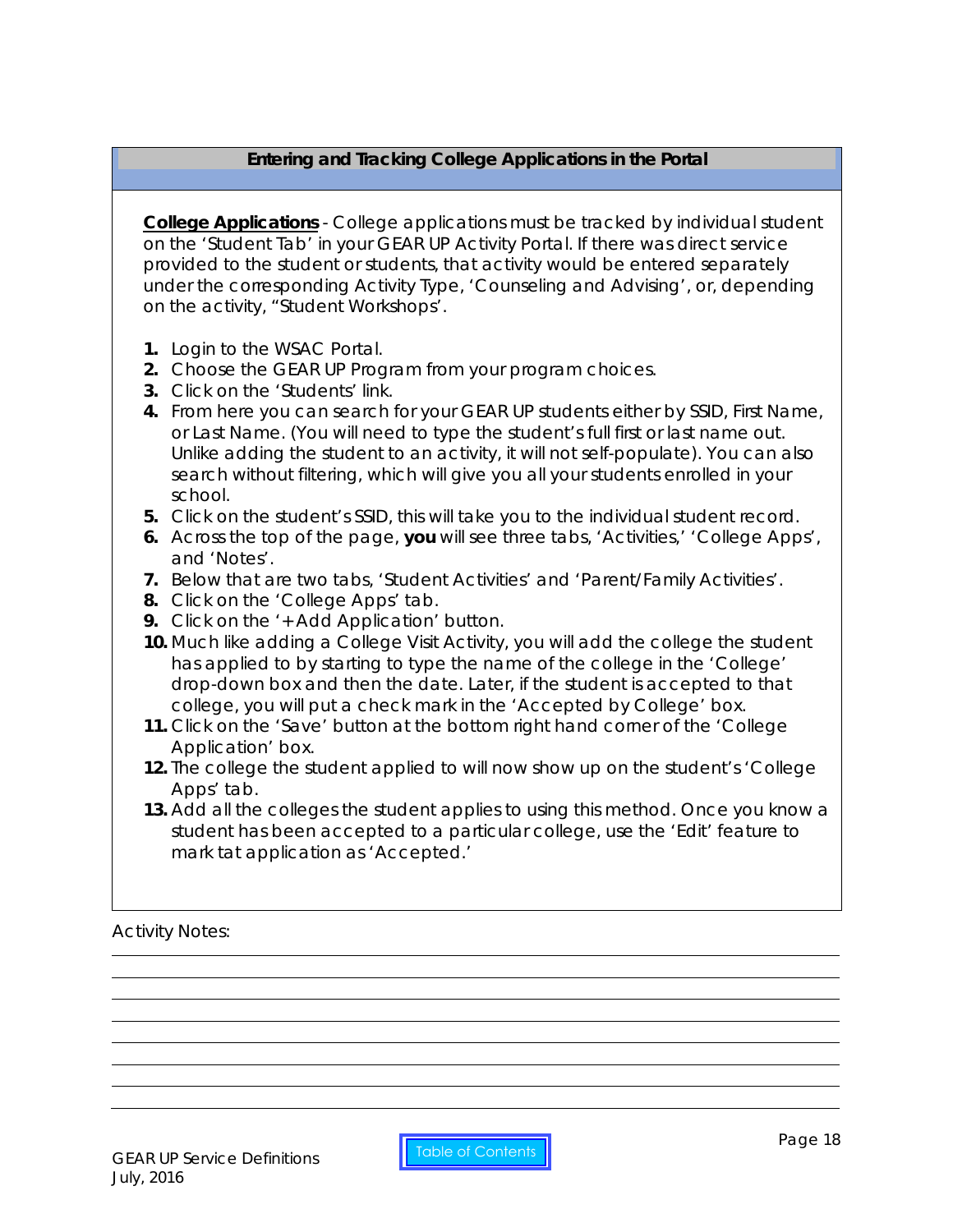## Entering and Tracking College Applications in the Portal

**College Applications** - College applications must be tracked by individual student on the 'Student Tab' in your GEAR UP Activity Portal. If there was direct service provided to the student or students, that activity would be entered separately under the corresponding Activity Type, 'Counseling and Advising', or, depending on the activity, "Student Workshops'.

1. Login to the WSAC Portal.
2. Choose the GEAR UP Program from your program choices.
3. Click on the 'Students' link.
4. From here you can search for your GEAR UP students either by SSID, First Name, or Last Name. (You will need to type the student's full first or last name out. Unlike adding the student to an activity, it will not self-populate). You can also search without filtering, which will give you all your students enrolled in your school.
5. Click on the student's SSID, this will take you to the individual student record.
6. Across the top of the page, **you** will see three tabs, 'Activities,' 'College Apps', and 'Notes'.
7. Below that are two tabs, 'Student Activities' and 'Parent/Family Activities'.
8. Click on the 'College Apps' tab.
9. Click on the '+Add Application' button.
10. Much like adding a College Visit Activity, you will add the college the student has applied to by starting to type the name of the college in the 'College' drop-down box and then the date. Later, if the student is accepted to that college, you will put a check mark in the 'Accepted by College' box.
11. Click on the 'Save' button at the bottom right hand corner of the 'College Application' box.
12. The college the student applied to will now show up on the student's 'College Apps' tab.
13. Add all the colleges the student applies to using this method. Once you know a student has been accepted to a particular college, use the 'Edit' feature to mark tat application as 'Accepted.'

Activity Notes: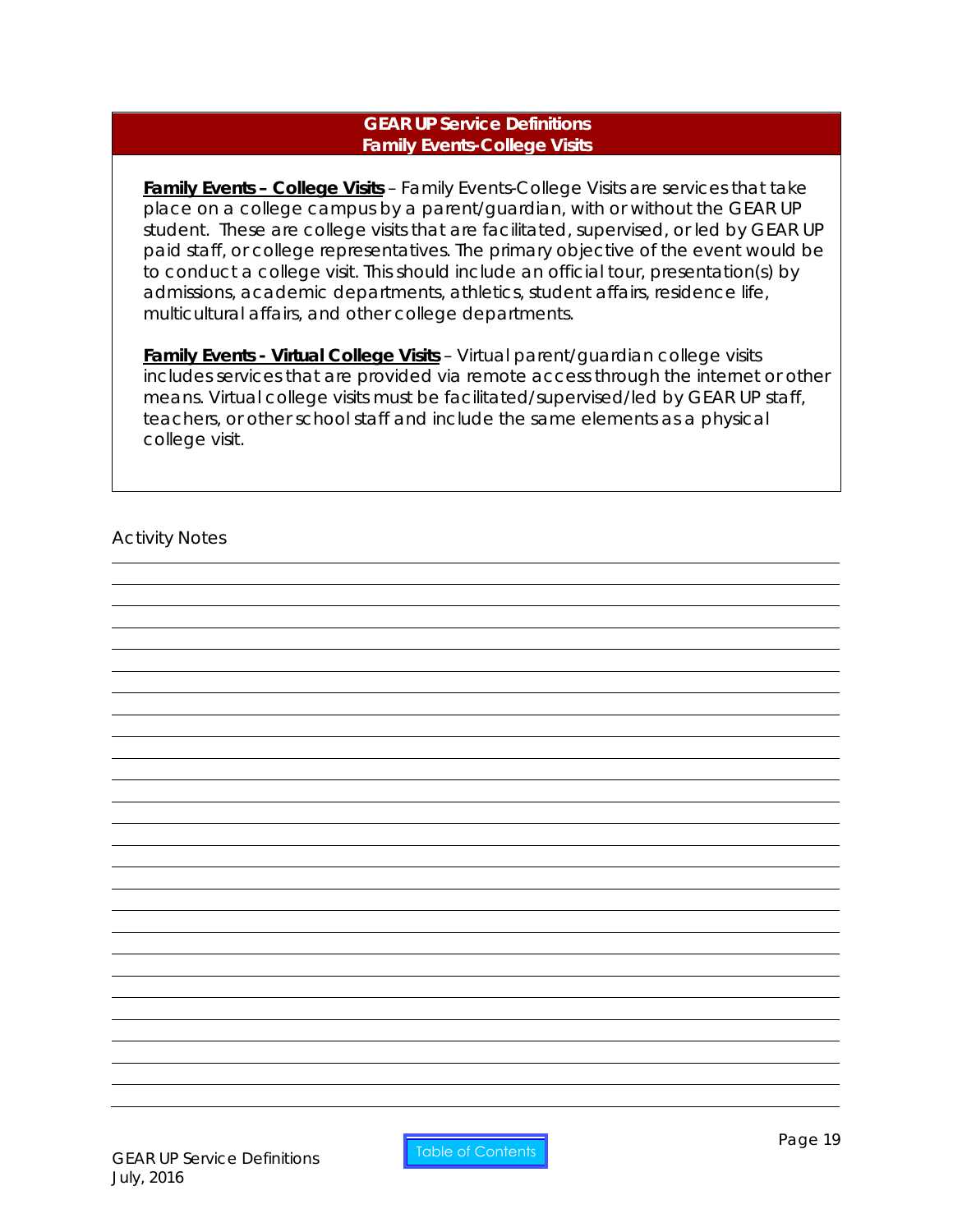## GEAR UP Service Definitions
## Family Events-College Visits

**Family Events – College Visits** – Family Events-College Visits are services that take place on a college campus by a parent/guardian, with or without the GEAR UP student. These are college visits that are facilitated, supervised, or led by GEAR UP paid staff, or college representatives. The primary objective of the event would be to conduct a college visit. This should include an official tour, presentation(s) by admissions, academic departments, athletics, student affairs, residence life, multicultural affairs, and other college departments.

**Family Events - Virtual College Visits** – Virtual parent/guardian college visits includes services that are provided via remote access through the internet or other means. Virtual college visits must be facilitated/supervised/led by GEAR UP staff, teachers, or other school staff and include the same elements as a physical college visit.

Activity Notes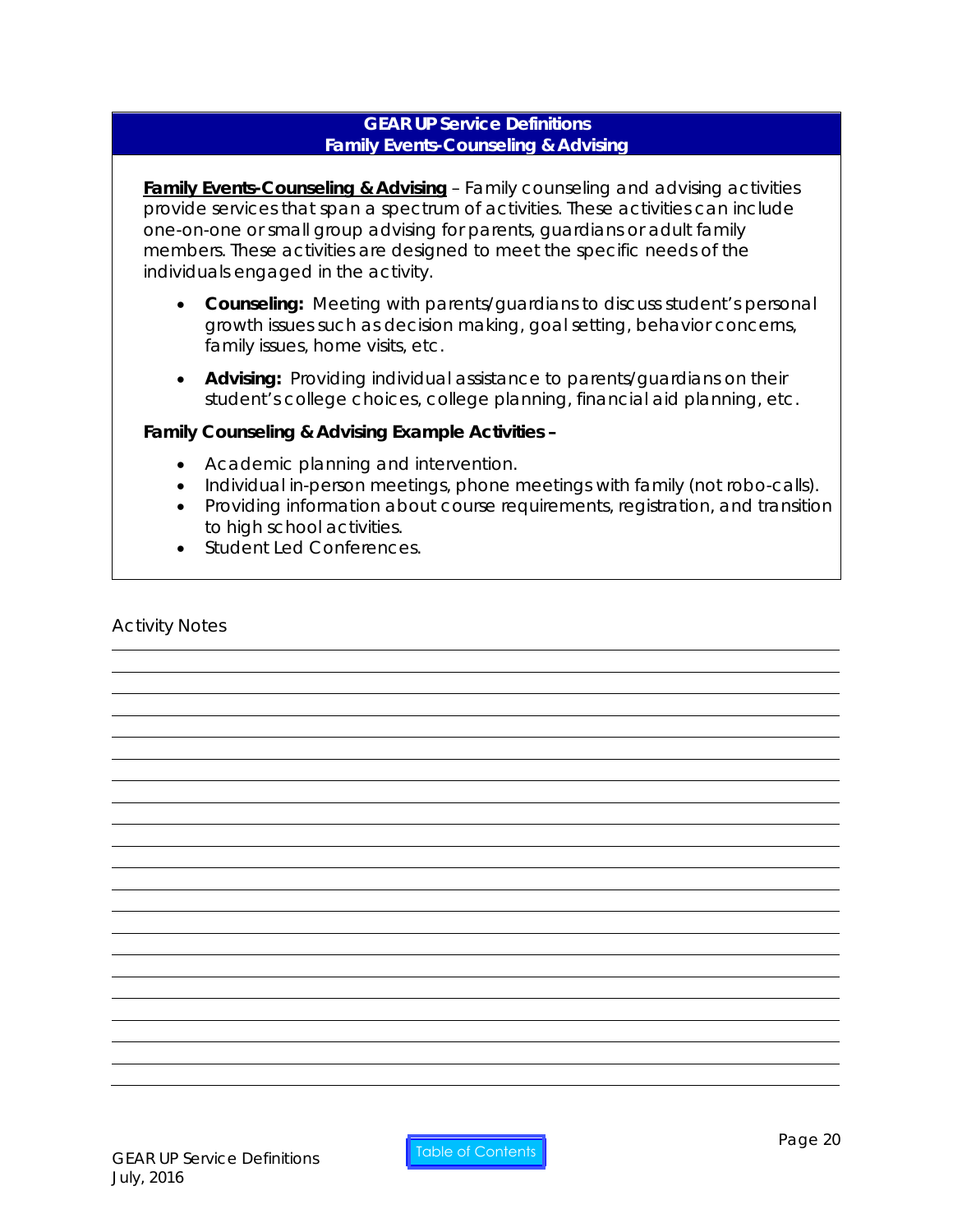## GEAR UP Service Definitions
## Family Events-Counseling & Advising

**Family Events-Counseling & Advising** – Family counseling and advising activities provide services that span a spectrum of activities. These activities can include one-on-one or small group advising for parents, guardians or adult family members. These activities are designed to meet the specific needs of the individuals engaged in the activity.

- **Counseling:** Meeting with parents/guardians to discuss student's personal growth issues such as decision making, goal setting, behavior concerns, family issues, home visits, etc.
- **Advising:** Providing individual assistance to parents/guardians on their student's college choices, college planning, financial aid planning, etc.

**Family Counseling & Advising Example Activities –**

- Academic planning and intervention.
- Individual in-person meetings, phone meetings with family (not robo-calls).
- Providing information about course requirements, registration, and transition to high school activities.
- Student Led Conferences.

Activity Notes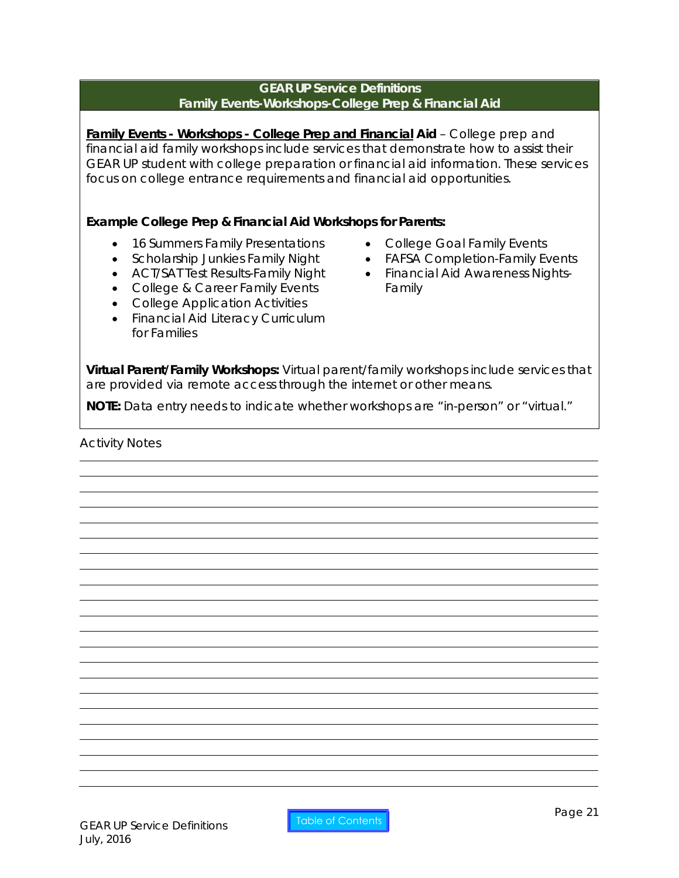## GEAR UP Service Definitions
### Family Events-Workshops-College Prep & Financial Aid

**Family Events - Workshops - College Prep and Financial Aid** – College prep and financial aid family workshops include services that demonstrate how to assist their GEAR UP student with college preparation or financial aid information. These services focus on college entrance requirements and financial aid opportunities.

**Example College Prep & Financial Aid Workshops for Parents:**

- 16 Summers Family Presentations
- Scholarship Junkies Family Night
- ACT/SAT Test Results-Family Night
- College & Career Family Events
- College Application Activities
- Financial Aid Literacy Curriculum for Families
- College Goal Family Events
- FAFSA Completion-Family Events
- Financial Aid Awareness Nights-Family

**Virtual Parent/Family Workshops:** Virtual parent/family workshops include services that are provided via remote access through the internet or other means.

**NOTE:** Data entry needs to indicate whether workshops are "in-person" or "virtual."

Activity Notes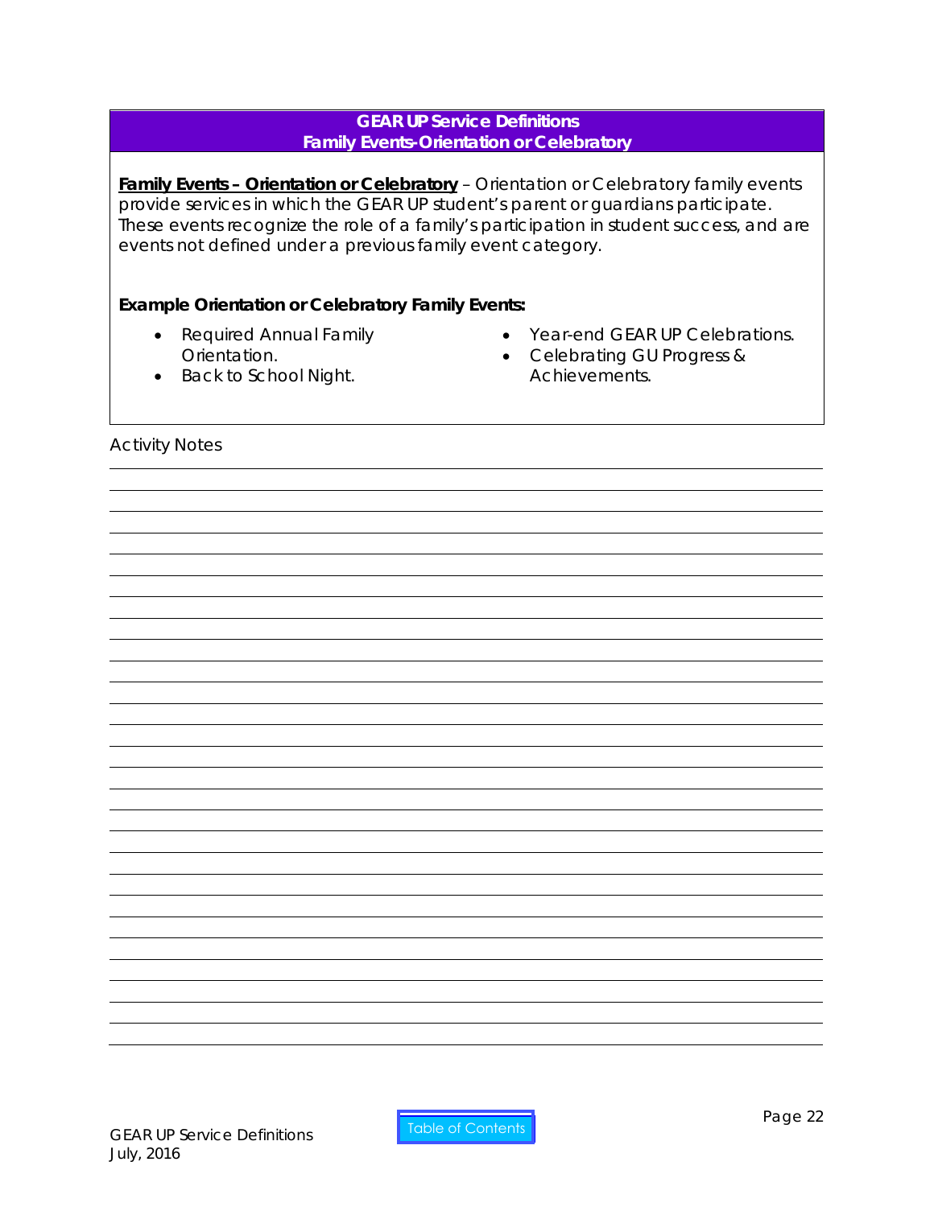## GEAR UP Service Definitions
## Family Events-Orientation or Celebratory

**Family Events – Orientation or Celebratory** – Orientation or Celebratory family events provide services in which the GEAR UP student's parent or guardians participate. These events recognize the role of a family's participation in student success, and are events not defined under a previous family event category.

**Example Orientation or Celebratory Family Events:**

- Required Annual Family Orientation.
- Back to School Night.
- Year-end GEAR UP Celebrations.
- Celebrating GU Progress & Achievements.

Activity Notes